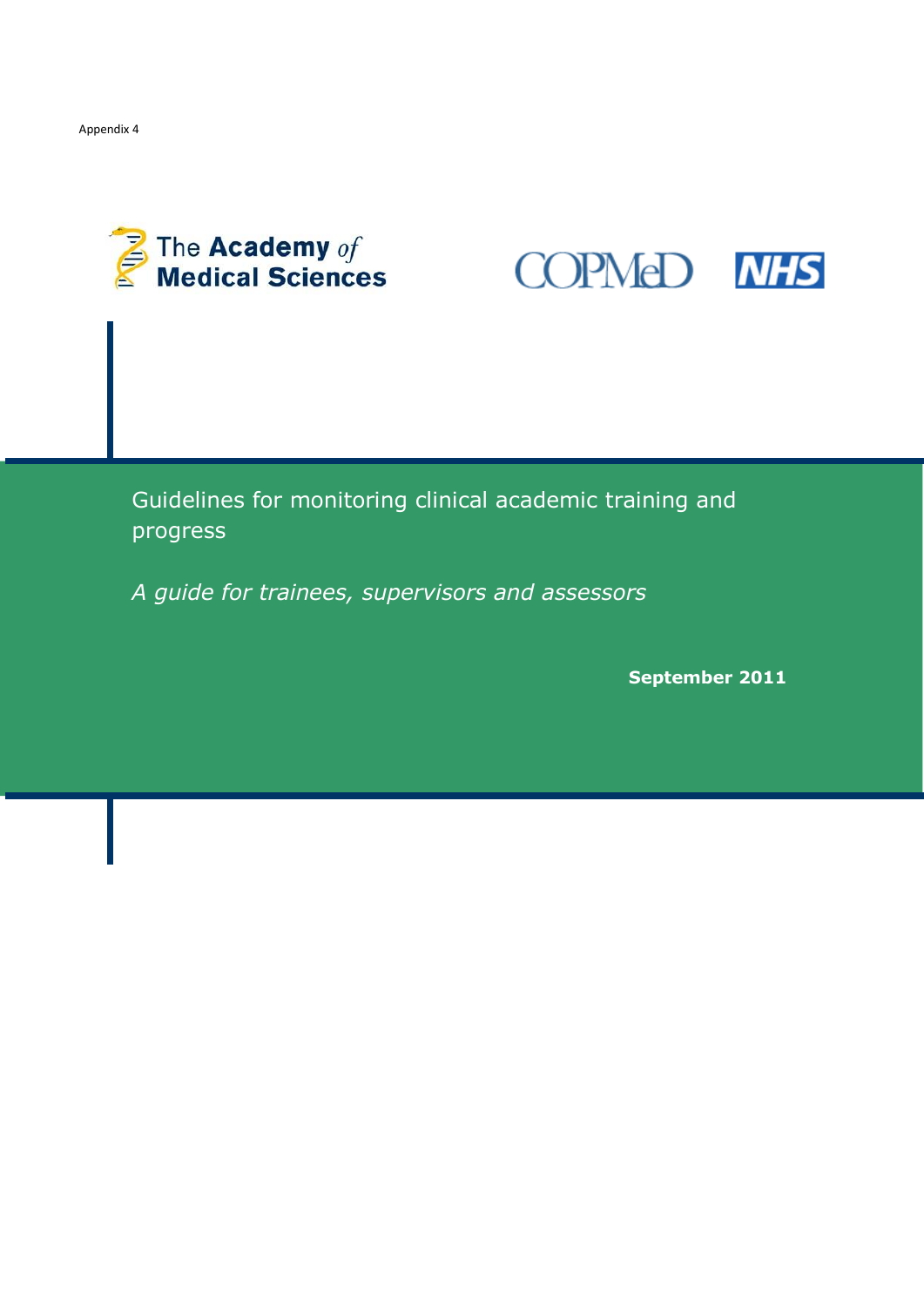Appendix 4

The Academy of Medical Sciences

COPMeD

NHS

# Guidelines for monitoring clinical academic training and progress

*A guide for trainees, supervisors and assessors*

**September 2011**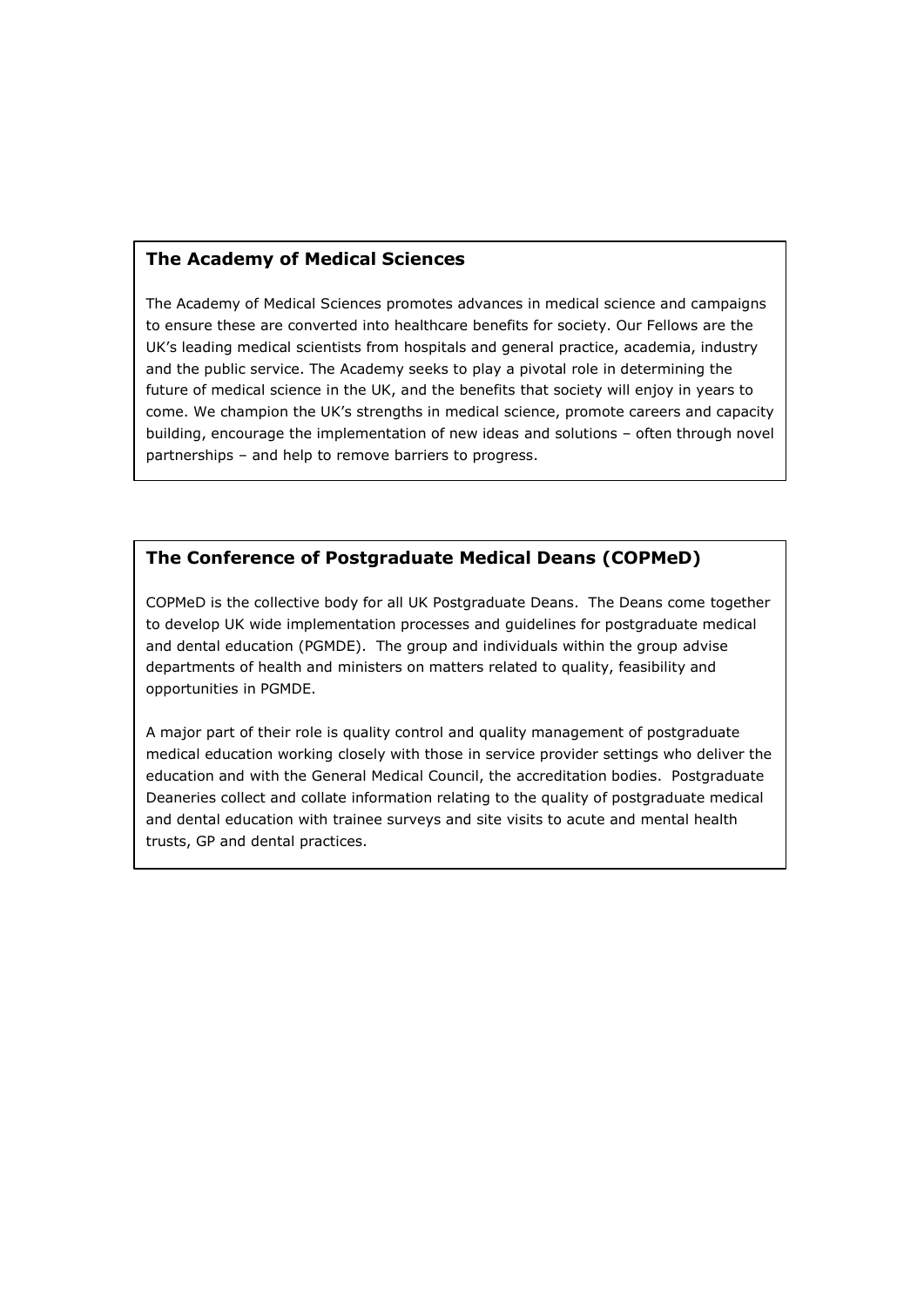## The Academy of Medical Sciences

The Academy of Medical Sciences promotes advances in medical science and campaigns to ensure these are converted into healthcare benefits for society. Our Fellows are the UK's leading medical scientists from hospitals and general practice, academia, industry and the public service. The Academy seeks to play a pivotal role in determining the future of medical science in the UK, and the benefits that society will enjoy in years to come. We champion the UK's strengths in medical science, promote careers and capacity building, encourage the implementation of new ideas and solutions – often through novel partnerships – and help to remove barriers to progress.

## The Conference of Postgraduate Medical Deans (COPMeD)

COPMeD is the collective body for all UK Postgraduate Deans. The Deans come together to develop UK wide implementation processes and guidelines for postgraduate medical and dental education (PGMDE). The group and individuals within the group advise departments of health and ministers on matters related to quality, feasibility and opportunities in PGMDE.

A major part of their role is quality control and quality management of postgraduate medical education working closely with those in service provider settings who deliver the education and with the General Medical Council, the accreditation bodies. Postgraduate Deaneries collect and collate information relating to the quality of postgraduate medical and dental education with trainee surveys and site visits to acute and mental health trusts, GP and dental practices.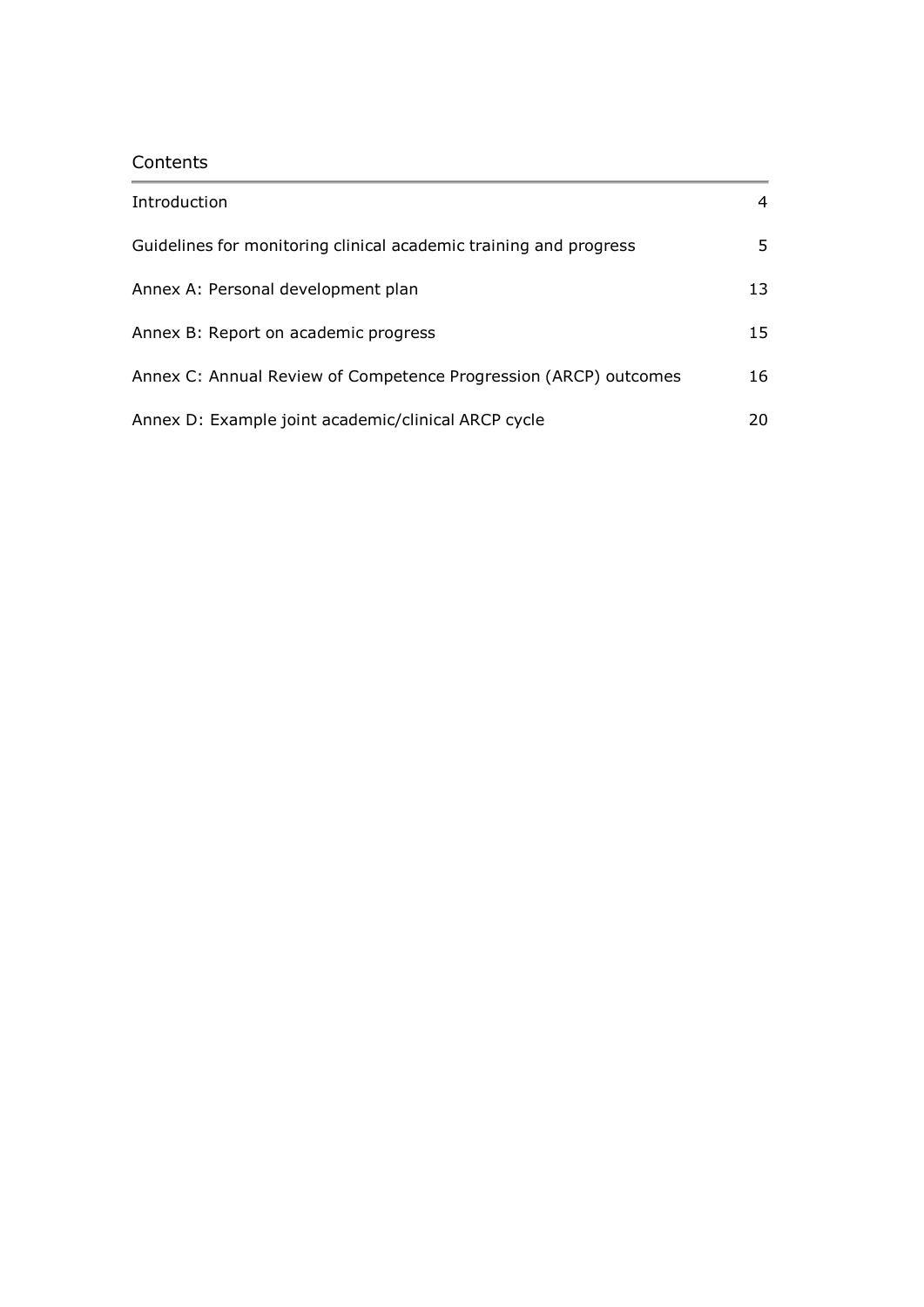## Contents

| | |
|---|---|
| Introduction | 4 |
| Guidelines for monitoring clinical academic training and progress | 5 |
| Annex A: Personal development plan | 13 |
| Annex B: Report on academic progress | 15 |
| Annex C: Annual Review of Competence Progression (ARCP) outcomes | 16 |
| Annex D: Example joint academic/clinical ARCP cycle | 20 |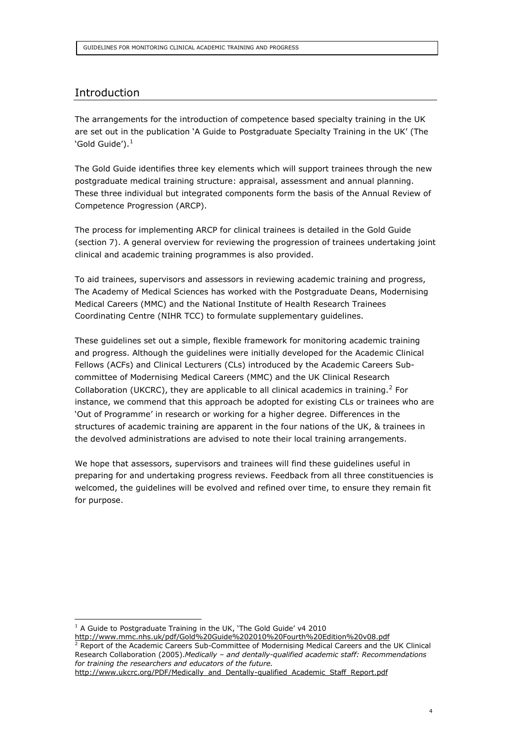## Introduction

The arrangements for the introduction of competence based specialty training in the UK are set out in the publication 'A Guide to Postgraduate Specialty Training in the UK' (The 'Gold Guide').[1]

The Gold Guide identifies three key elements which will support trainees through the new postgraduate medical training structure: appraisal, assessment and annual planning. These three individual but integrated components form the basis of the Annual Review of Competence Progression (ARCP).

The process for implementing ARCP for clinical trainees is detailed in the Gold Guide (section 7). A general overview for reviewing the progression of trainees undertaking joint clinical and academic training programmes is also provided.

To aid trainees, supervisors and assessors in reviewing academic training and progress, The Academy of Medical Sciences has worked with the Postgraduate Deans, Modernising Medical Careers (MMC) and the National Institute of Health Research Trainees Coordinating Centre (NIHR TCC) to formulate supplementary guidelines.

These guidelines set out a simple, flexible framework for monitoring academic training and progress. Although the guidelines were initially developed for the Academic Clinical Fellows (ACFs) and Clinical Lecturers (CLs) introduced by the Academic Careers Sub-committee of Modernising Medical Careers (MMC) and the UK Clinical Research Collaboration (UKCRC), they are applicable to all clinical academics in training.[2] For instance, we commend that this approach be adopted for existing CLs or trainees who are 'Out of Programme' in research or working for a higher degree. Differences in the structures of academic training are apparent in the four nations of the UK, & trainees in the devolved administrations are advised to note their local training arrangements.

We hope that assessors, supervisors and trainees will find these guidelines useful in preparing for and undertaking progress reviews. Feedback from all three constituencies is welcomed, the guidelines will be evolved and refined over time, to ensure they remain fit for purpose.

---

[1] A Guide to Postgraduate Training in the UK, 'The Gold Guide' v4 2010
http://www.mmc.nhs.uk/pdf/Gold%20Guide%202010%20Fourth%20Edition%20v08.pdf

[2] Report of the Academic Careers Sub-Committee of Modernising Medical Careers and the UK Clinical Research Collaboration (2005).*Medically – and dentally-qualified academic staff: Recommendations for training the researchers and educators of the future.*
http://www.ukcrc.org/PDF/Medically_and_Dentally-qualified_Academic_Staff_Report.pdf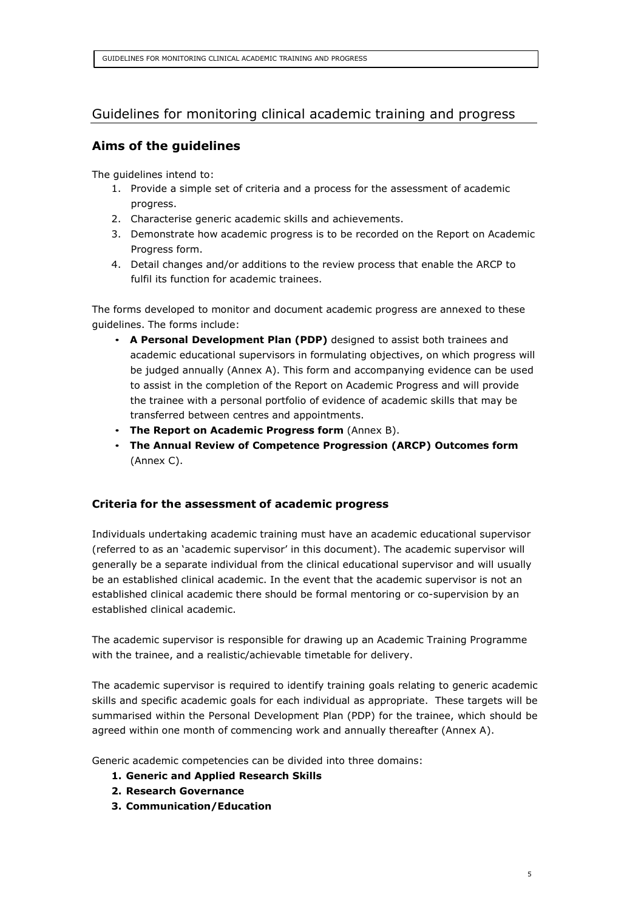# Guidelines for monitoring clinical academic training and progress

## Aims of the guidelines

The guidelines intend to:

1. Provide a simple set of criteria and a process for the assessment of academic progress.
2. Characterise generic academic skills and achievements.
3. Demonstrate how academic progress is to be recorded on the Report on Academic Progress form.
4. Detail changes and/or additions to the review process that enable the ARCP to fulfil its function for academic trainees.

The forms developed to monitor and document academic progress are annexed to these guidelines. The forms include:

- **A Personal Development Plan (PDP)** designed to assist both trainees and academic educational supervisors in formulating objectives, on which progress will be judged annually (Annex A). This form and accompanying evidence can be used to assist in the completion of the Report on Academic Progress and will provide the trainee with a personal portfolio of evidence of academic skills that may be transferred between centres and appointments.
- **The Report on Academic Progress form** (Annex B).
- **The Annual Review of Competence Progression (ARCP) Outcomes form** (Annex C).

### Criteria for the assessment of academic progress

Individuals undertaking academic training must have an academic educational supervisor (referred to as an 'academic supervisor' in this document). The academic supervisor will generally be a separate individual from the clinical educational supervisor and will usually be an established clinical academic. In the event that the academic supervisor is not an established clinical academic there should be formal mentoring or co-supervision by an established clinical academic.

The academic supervisor is responsible for drawing up an Academic Training Programme with the trainee, and a realistic/achievable timetable for delivery.

The academic supervisor is required to identify training goals relating to generic academic skills and specific academic goals for each individual as appropriate. These targets will be summarised within the Personal Development Plan (PDP) for the trainee, which should be agreed within one month of commencing work and annually thereafter (Annex A).

Generic academic competencies can be divided into three domains:

1. **Generic and Applied Research Skills**
2. **Research Governance**
3. **Communication/Education**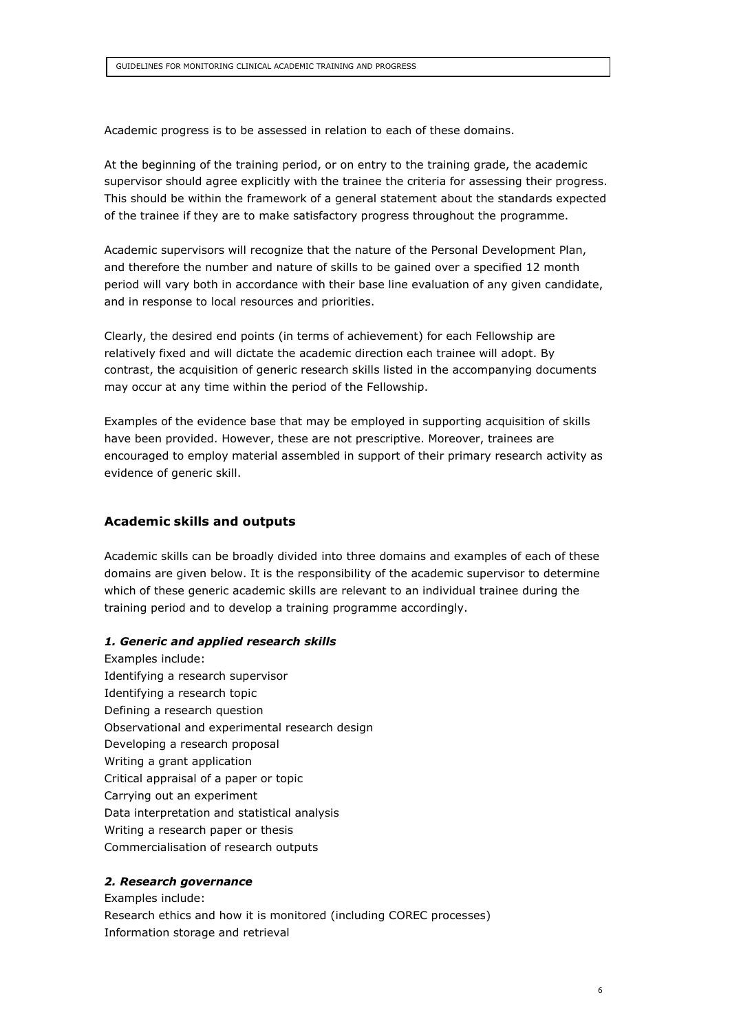Academic progress is to be assessed in relation to each of these domains.

At the beginning of the training period, or on entry to the training grade, the academic supervisor should agree explicitly with the trainee the criteria for assessing their progress. This should be within the framework of a general statement about the standards expected of the trainee if they are to make satisfactory progress throughout the programme.

Academic supervisors will recognize that the nature of the Personal Development Plan, and therefore the number and nature of skills to be gained over a specified 12 month period will vary both in accordance with their base line evaluation of any given candidate, and in response to local resources and priorities.

Clearly, the desired end points (in terms of achievement) for each Fellowship are relatively fixed and will dictate the academic direction each trainee will adopt. By contrast, the acquisition of generic research skills listed in the accompanying documents may occur at any time within the period of the Fellowship.

Examples of the evidence base that may be employed in supporting acquisition of skills have been provided. However, these are not prescriptive. Moreover, trainees are encouraged to employ material assembled in support of their primary research activity as evidence of generic skill.

## Academic skills and outputs

Academic skills can be broadly divided into three domains and examples of each of these domains are given below. It is the responsibility of the academic supervisor to determine which of these generic academic skills are relevant to an individual trainee during the training period and to develop a training programme accordingly.

### *1. Generic and applied research skills*

Examples include:
Identifying a research supervisor
Identifying a research topic
Defining a research question
Observational and experimental research design
Developing a research proposal
Writing a grant application
Critical appraisal of a paper or topic
Carrying out an experiment
Data interpretation and statistical analysis
Writing a research paper or thesis
Commercialisation of research outputs

### *2. Research governance*

Examples include:
Research ethics and how it is monitored (including COREC processes)
Information storage and retrieval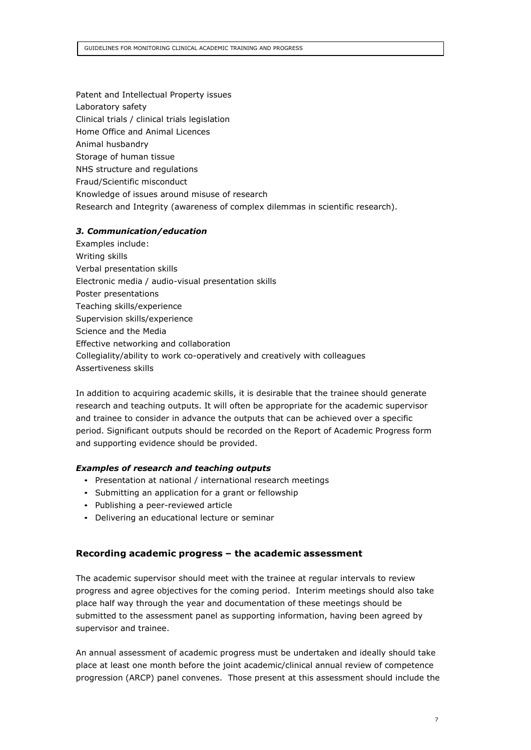Patent and Intellectual Property issues
Laboratory safety
Clinical trials / clinical trials legislation
Home Office and Animal Licences
Animal husbandry
Storage of human tissue
NHS structure and regulations
Fraud/Scientific misconduct
Knowledge of issues around misuse of research
Research and Integrity (awareness of complex dilemmas in scientific research).

***3. Communication/education***

Examples include:
Writing skills
Verbal presentation skills
Electronic media / audio-visual presentation skills
Poster presentations
Teaching skills/experience
Supervision skills/experience
Science and the Media
Effective networking and collaboration
Collegiality/ability to work co-operatively and creatively with colleagues
Assertiveness skills

In addition to acquiring academic skills, it is desirable that the trainee should generate research and teaching outputs. It will often be appropriate for the academic supervisor and trainee to consider in advance the outputs that can be achieved over a specific period. Significant outputs should be recorded on the Report of Academic Progress form and supporting evidence should be provided.

***Examples of research and teaching outputs***

- Presentation at national / international research meetings
- Submitting an application for a grant or fellowship
- Publishing a peer-reviewed article
- Delivering an educational lecture or seminar

## Recording academic progress – the academic assessment

The academic supervisor should meet with the trainee at regular intervals to review progress and agree objectives for the coming period. Interim meetings should also take place half way through the year and documentation of these meetings should be submitted to the assessment panel as supporting information, having been agreed by supervisor and trainee.

An annual assessment of academic progress must be undertaken and ideally should take place at least one month before the joint academic/clinical annual review of competence progression (ARCP) panel convenes. Those present at this assessment should include the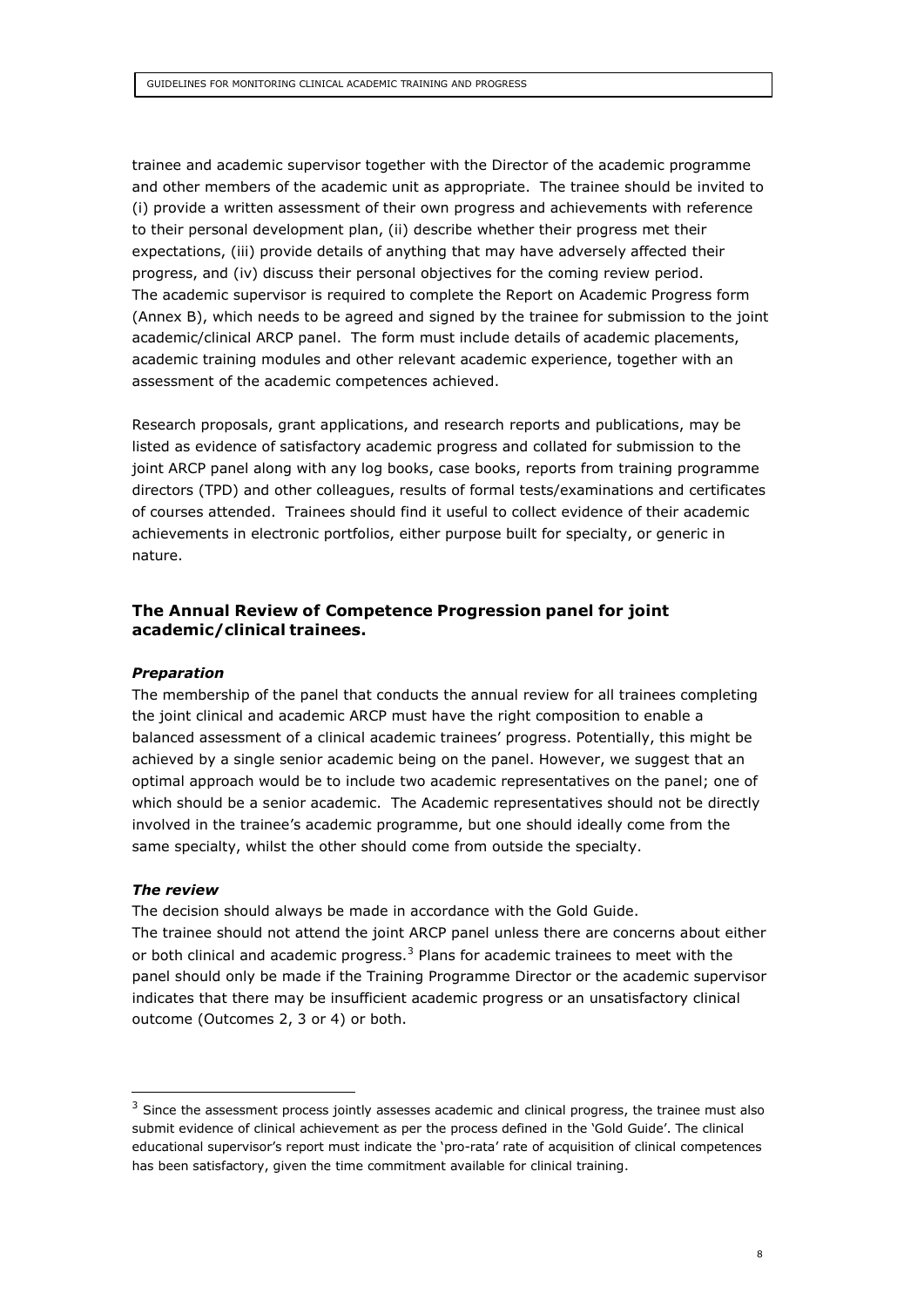trainee and academic supervisor together with the Director of the academic programme and other members of the academic unit as appropriate. The trainee should be invited to (i) provide a written assessment of their own progress and achievements with reference to their personal development plan, (ii) describe whether their progress met their expectations, (iii) provide details of anything that may have adversely affected their progress, and (iv) discuss their personal objectives for the coming review period. The academic supervisor is required to complete the Report on Academic Progress form (Annex B), which needs to be agreed and signed by the trainee for submission to the joint academic/clinical ARCP panel. The form must include details of academic placements, academic training modules and other relevant academic experience, together with an assessment of the academic competences achieved.

Research proposals, grant applications, and research reports and publications, may be listed as evidence of satisfactory academic progress and collated for submission to the joint ARCP panel along with any log books, case books, reports from training programme directors (TPD) and other colleagues, results of formal tests/examinations and certificates of courses attended. Trainees should find it useful to collect evidence of their academic achievements in electronic portfolios, either purpose built for specialty, or generic in nature.

## The Annual Review of Competence Progression panel for joint academic/clinical trainees.

### *Preparation*

The membership of the panel that conducts the annual review for all trainees completing the joint clinical and academic ARCP must have the right composition to enable a balanced assessment of a clinical academic trainees' progress. Potentially, this might be achieved by a single senior academic being on the panel. However, we suggest that an optimal approach would be to include two academic representatives on the panel; one of which should be a senior academic. The Academic representatives should not be directly involved in the trainee's academic programme, but one should ideally come from the same specialty, whilst the other should come from outside the specialty.

### *The review*

The decision should always be made in accordance with the Gold Guide.

The trainee should not attend the joint ARCP panel unless there are concerns about either or both clinical and academic progress.[3] Plans for academic trainees to meet with the panel should only be made if the Training Programme Director or the academic supervisor indicates that there may be insufficient academic progress or an unsatisfactory clinical outcome (Outcomes 2, 3 or 4) or both.

---

[3] Since the assessment process jointly assesses academic and clinical progress, the trainee must also submit evidence of clinical achievement as per the process defined in the 'Gold Guide'. The clinical educational supervisor's report must indicate the 'pro-rata' rate of acquisition of clinical competences has been satisfactory, given the time commitment available for clinical training.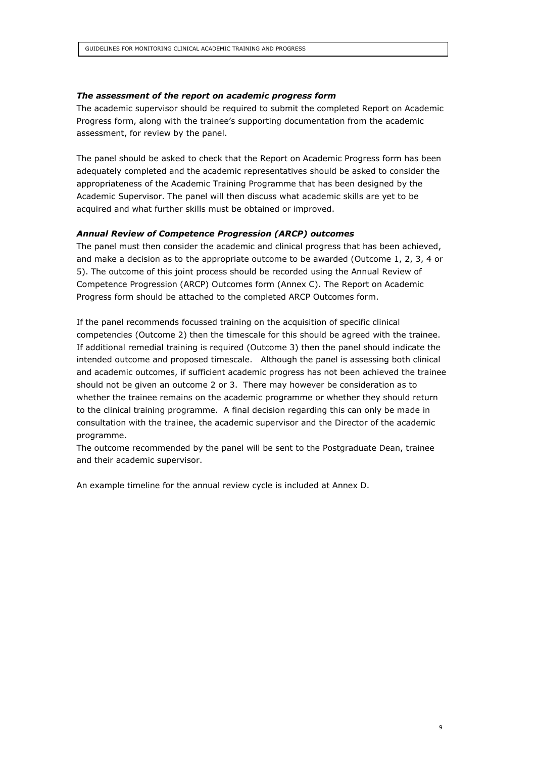### *The assessment of the report on academic progress form*

The academic supervisor should be required to submit the completed Report on Academic Progress form, along with the trainee's supporting documentation from the academic assessment, for review by the panel.

The panel should be asked to check that the Report on Academic Progress form has been adequately completed and the academic representatives should be asked to consider the appropriateness of the Academic Training Programme that has been designed by the Academic Supervisor. The panel will then discuss what academic skills are yet to be acquired and what further skills must be obtained or improved.

### *Annual Review of Competence Progression (ARCP) outcomes*

The panel must then consider the academic and clinical progress that has been achieved, and make a decision as to the appropriate outcome to be awarded (Outcome 1, 2, 3, 4 or 5). The outcome of this joint process should be recorded using the Annual Review of Competence Progression (ARCP) Outcomes form (Annex C). The Report on Academic Progress form should be attached to the completed ARCP Outcomes form.

If the panel recommends focussed training on the acquisition of specific clinical competencies (Outcome 2) then the timescale for this should be agreed with the trainee. If additional remedial training is required (Outcome 3) then the panel should indicate the intended outcome and proposed timescale. Although the panel is assessing both clinical and academic outcomes, if sufficient academic progress has not been achieved the trainee should not be given an outcome 2 or 3. There may however be consideration as to whether the trainee remains on the academic programme or whether they should return to the clinical training programme. A final decision regarding this can only be made in consultation with the trainee, the academic supervisor and the Director of the academic programme.

The outcome recommended by the panel will be sent to the Postgraduate Dean, trainee and their academic supervisor.

An example timeline for the annual review cycle is included at Annex D.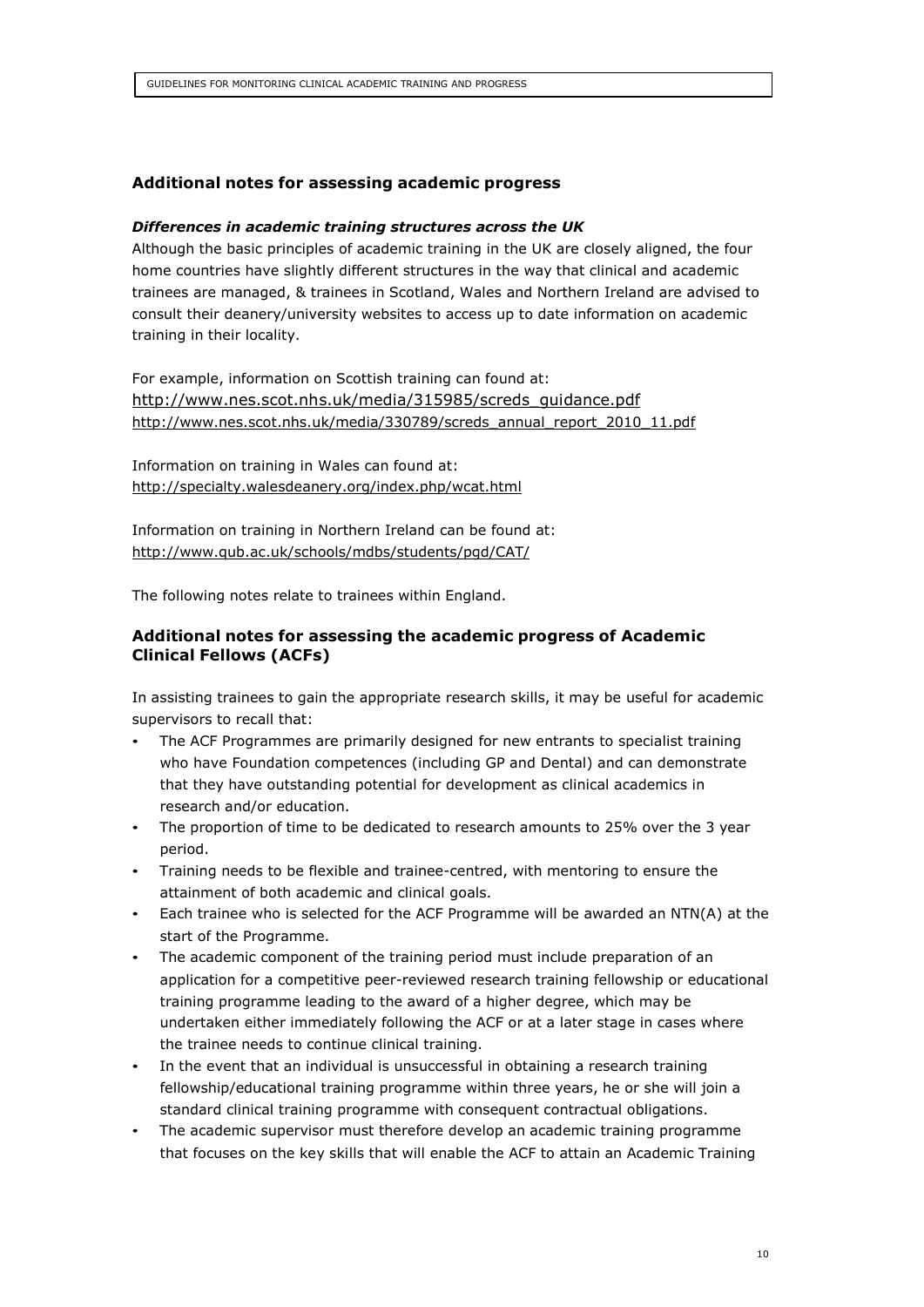## Additional notes for assessing academic progress

### *Differences in academic training structures across the UK*

Although the basic principles of academic training in the UK are closely aligned, the four home countries have slightly different structures in the way that clinical and academic trainees are managed, & trainees in Scotland, Wales and Northern Ireland are advised to consult their deanery/university websites to access up to date information on academic training in their locality.

For example, information on Scottish training can found at:
http://www.nes.scot.nhs.uk/media/315985/screds_guidance.pdf
http://www.nes.scot.nhs.uk/media/330789/screds_annual_report_2010_11.pdf

Information on training in Wales can found at:
http://specialty.walesdeanery.org/index.php/wcat.html

Information on training in Northern Ireland can be found at:
http://www.qub.ac.uk/schools/mdbs/students/pgd/CAT/

The following notes relate to trainees within England.

## Additional notes for assessing the academic progress of Academic Clinical Fellows (ACFs)

In assisting trainees to gain the appropriate research skills, it may be useful for academic supervisors to recall that:

- The ACF Programmes are primarily designed for new entrants to specialist training who have Foundation competences (including GP and Dental) and can demonstrate that they have outstanding potential for development as clinical academics in research and/or education.
- The proportion of time to be dedicated to research amounts to 25% over the 3 year period.
- Training needs to be flexible and trainee-centred, with mentoring to ensure the attainment of both academic and clinical goals.
- Each trainee who is selected for the ACF Programme will be awarded an NTN(A) at the start of the Programme.
- The academic component of the training period must include preparation of an application for a competitive peer-reviewed research training fellowship or educational training programme leading to the award of a higher degree, which may be undertaken either immediately following the ACF or at a later stage in cases where the trainee needs to continue clinical training.
- In the event that an individual is unsuccessful in obtaining a research training fellowship/educational training programme within three years, he or she will join a standard clinical training programme with consequent contractual obligations.
- The academic supervisor must therefore develop an academic training programme that focuses on the key skills that will enable the ACF to attain an Academic Training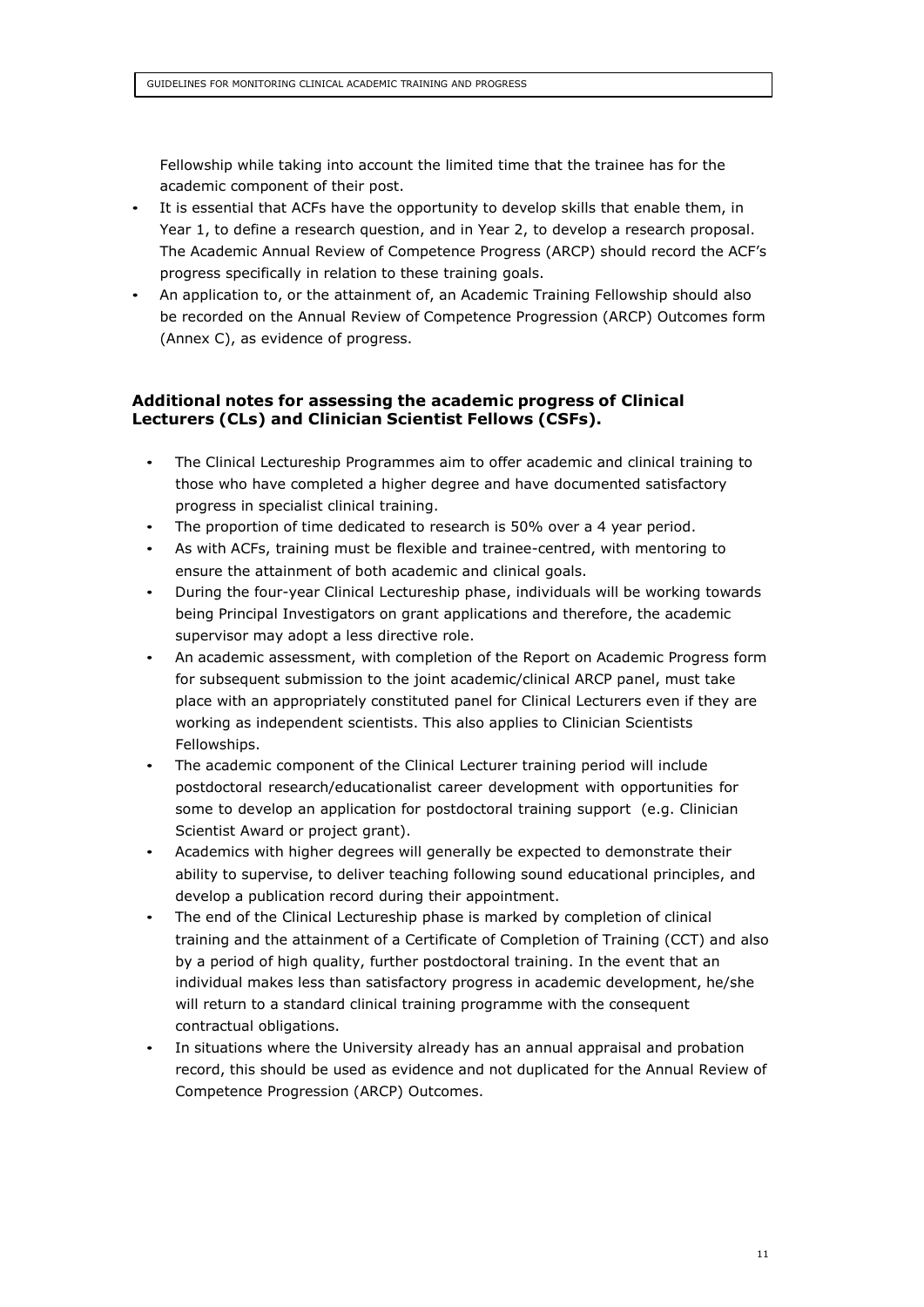Fellowship while taking into account the limited time that the trainee has for the academic component of their post.

- It is essential that ACFs have the opportunity to develop skills that enable them, in Year 1, to define a research question, and in Year 2, to develop a research proposal. The Academic Annual Review of Competence Progress (ARCP) should record the ACF's progress specifically in relation to these training goals.
- An application to, or the attainment of, an Academic Training Fellowship should also be recorded on the Annual Review of Competence Progression (ARCP) Outcomes form (Annex C), as evidence of progress.

### Additional notes for assessing the academic progress of Clinical Lecturers (CLs) and Clinician Scientist Fellows (CSFs).

- The Clinical Lectureship Programmes aim to offer academic and clinical training to those who have completed a higher degree and have documented satisfactory progress in specialist clinical training.
- The proportion of time dedicated to research is 50% over a 4 year period.
- As with ACFs, training must be flexible and trainee-centred, with mentoring to ensure the attainment of both academic and clinical goals.
- During the four-year Clinical Lectureship phase, individuals will be working towards being Principal Investigators on grant applications and therefore, the academic supervisor may adopt a less directive role.
- An academic assessment, with completion of the Report on Academic Progress form for subsequent submission to the joint academic/clinical ARCP panel, must take place with an appropriately constituted panel for Clinical Lecturers even if they are working as independent scientists. This also applies to Clinician Scientists Fellowships.
- The academic component of the Clinical Lecturer training period will include postdoctoral research/educationalist career development with opportunities for some to develop an application for postdoctoral training support (e.g. Clinician Scientist Award or project grant).
- Academics with higher degrees will generally be expected to demonstrate their ability to supervise, to deliver teaching following sound educational principles, and develop a publication record during their appointment.
- The end of the Clinical Lectureship phase is marked by completion of clinical training and the attainment of a Certificate of Completion of Training (CCT) and also by a period of high quality, further postdoctoral training. In the event that an individual makes less than satisfactory progress in academic development, he/she will return to a standard clinical training programme with the consequent contractual obligations.
- In situations where the University already has an annual appraisal and probation record, this should be used as evidence and not duplicated for the Annual Review of Competence Progression (ARCP) Outcomes.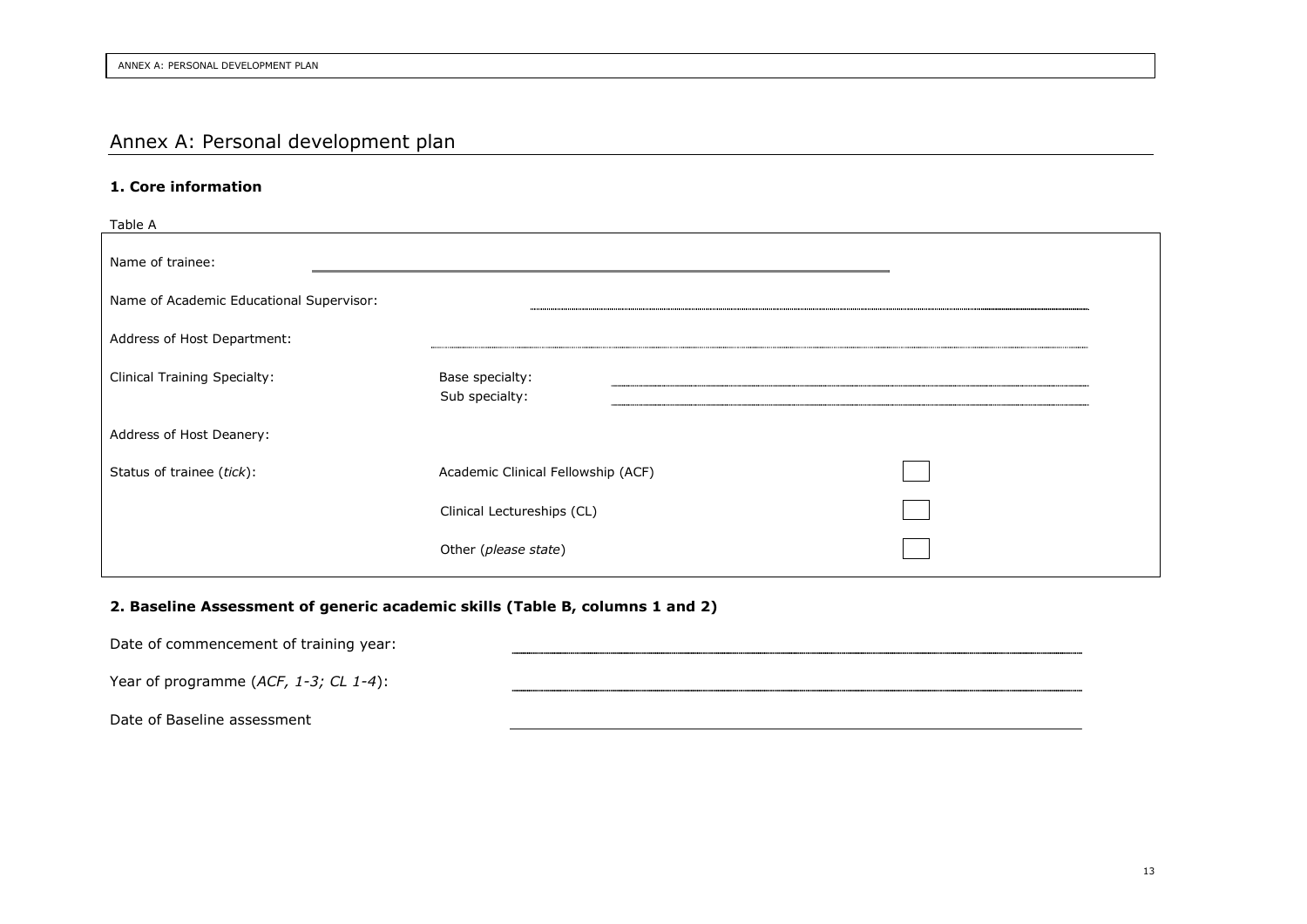# Annex A: Personal development plan

## 1. Core information

Table A

| | | |
|---|---|---|
| Name of trainee: | | |
| Name of Academic Educational Supervisor: | | |
| Address of Host Department: | | |
| Clinical Training Specialty: | Base specialty:<br>Sub specialty: | |
| Address of Host Deanery: | | |
| Status of trainee (*tick*): | Academic Clinical Fellowship (ACF) | ☐ |
| | Clinical Lectureships (CL) | ☐ |
| | Other (*please state*) | ☐ |

## 2. Baseline Assessment of generic academic skills (Table B, columns 1 and 2)

Date of commencement of training year: ____________________

Year of programme (*ACF, 1-3; CL 1-4*): ____________________

Date of Baseline assessment ____________________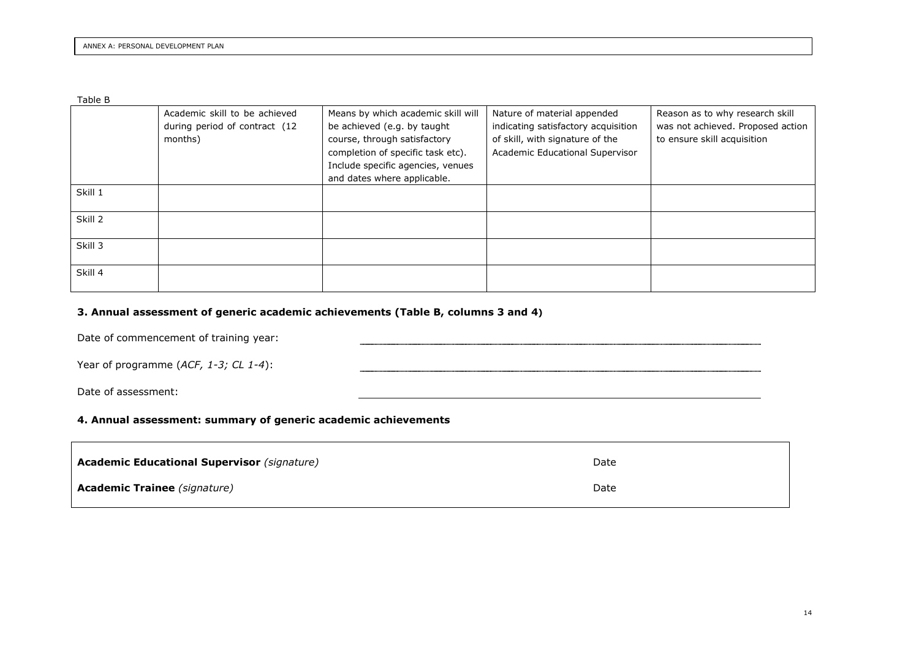ANNEX A: PERSONAL DEVELOPMENT PLAN

Table B

| | Academic skill to be achieved during period of contract (12 months) | Means by which academic skill will be achieved (e.g. by taught course, through satisfactory completion of specific task etc). Include specific agencies, venues and dates where applicable. | Nature of material appended indicating satisfactory acquisition of skill, with signature of the Academic Educational Supervisor | Reason as to why research skill was not achieved. Proposed action to ensure skill acquisition |
|---|---|---|---|---|
| Skill 1 | | | | |
| Skill 2 | | | | |
| Skill 3 | | | | |
| Skill 4 | | | | |

### 3. Annual assessment of generic academic achievements (Table B, columns 3 and 4)

Date of commencement of training year: \_\_\_\_\_\_\_\_\_\_\_\_\_\_\_\_\_\_\_\_

Year of programme (*ACF, 1-3; CL 1-4*): \_\_\_\_\_\_\_\_\_\_\_\_\_\_\_\_\_\_\_\_

Date of assessment: \_\_\_\_\_\_\_\_\_\_\_\_\_\_\_\_\_\_\_\_

### 4. Annual assessment: summary of generic academic achievements

| | |
|---|---|
| **Academic Educational Supervisor** *(signature)* | Date |
| **Academic Trainee** *(signature)* | Date |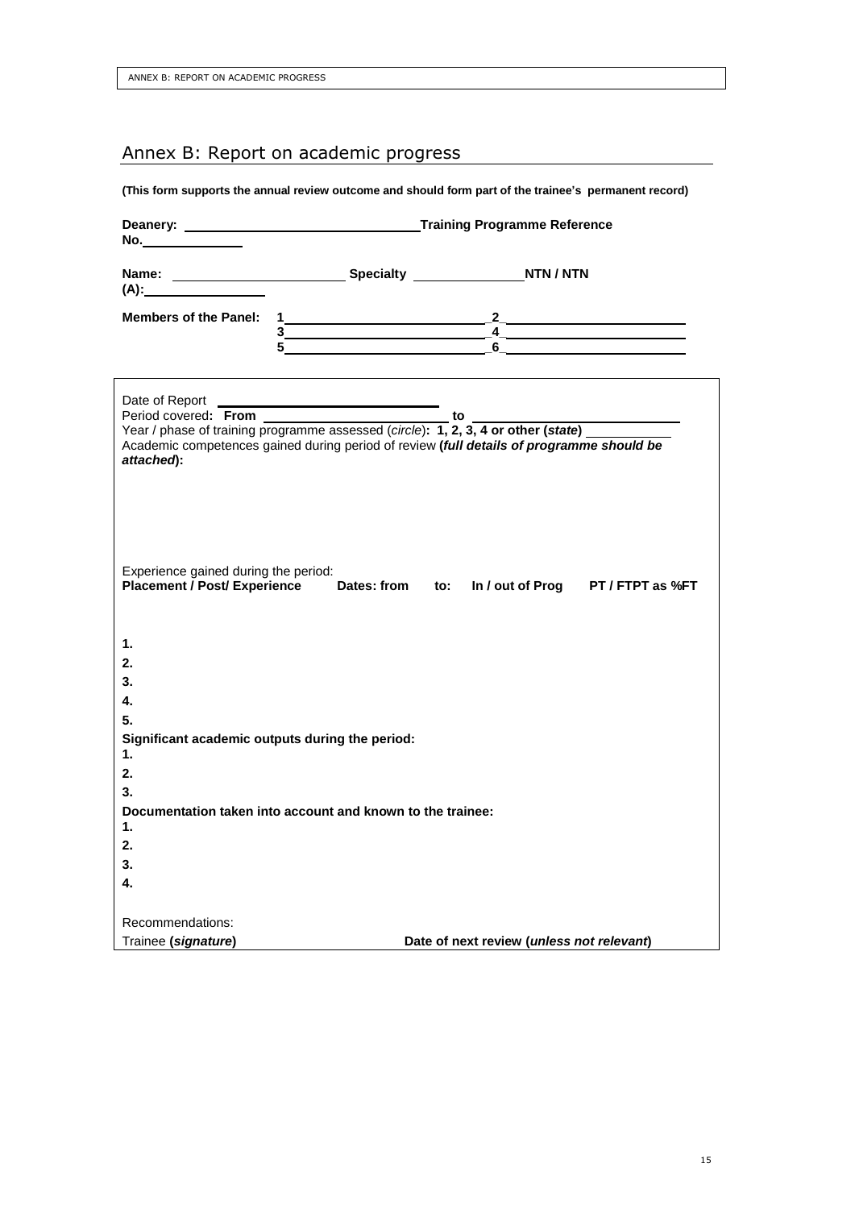# Annex B: Report on academic progress

**(This form supports the annual review outcome and should form part of the trainee's permanent record)**

**Deanery:** ______________________________ **Training Programme Reference No.** ____________

**Name:** ______________________ **Specialty** ______________ **NTN / NTN (A):** ________________

**Members of the Panel:** **1** ________________________ **2** ________________________
**3** ________________________ **4** ________________________
**5** ________________________ **6** ________________________

Date of Report ____________________________

Period covered**: From** ________________________ **to** ________________________

Year / phase of training programme assessed (*circle*)**: 1, 2, 3, 4 or other (*state*)** ____________

Academic competences gained during period of review **(*full details of programme should be attached*):**

Experience gained during the period:

| Placement / Post/ Experience | Dates: from | to: | In / out of Prog | PT / FTPT as %FT |
|---|---|---|---|---|
| 1. | | | | |
| 2. | | | | |
| 3. | | | | |
| 4. | | | | |
| 5. | | | | |

**Significant academic outputs during the period:**

1.
2.
3.

**Documentation taken into account and known to the trainee:**

1.
2.
3.
4.

Recommendations:

Trainee **(*signature*)** **Date of next review (*unless not relevant*)**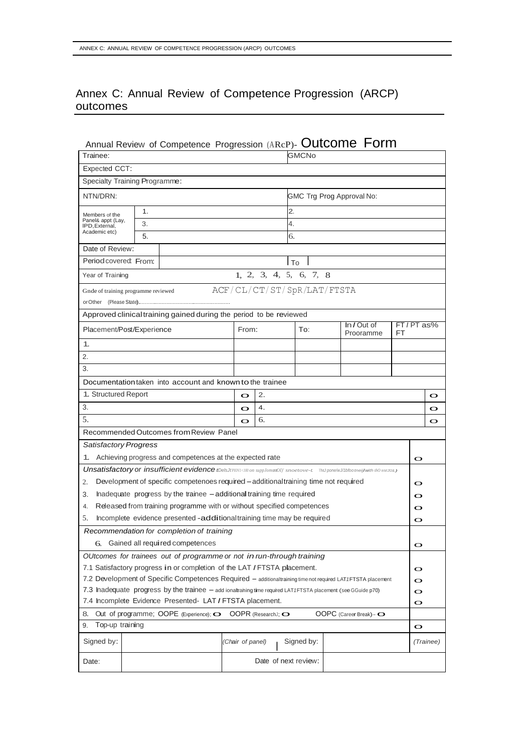# Annex C: Annual Review of Competence Progression (ARCP) outcomes

## Annual Review of Competence Progression (ARcP)- Outcome Form

| Trainee: | | | | GMCNo | | |
|---|---|---|---|---|---|---|
| Expected CCT: | | | | | | |
| Specialty Training Programme: | | | | | | |
| NTN/DRN: | | | | GMC Trg Prog Approval No: | | |
| Members of the Panel& appt (Lay, IPD,External, Academic etc) | 1. | | | 2. | | |
| | 3. | | | 4. | | |
| | 5. | | | 6. | | |
| Date of Review: | | | | | | |
| Period covered: From: | | | | To | | |
| Year of Training | 1, 2, 3, 4, 5, 6, 7, 8 | | | | | |
| Gnde of training programme reviewed or Other (Please State)........................................................ | ACF / CL / CT / ST / SpR / LAT / FTSTA | | | | | |

**Approved clinical training gained during the period to be reviewed**

| Placement/Post/Experience | From: | To: | In / Out of Prooramme | FT / PT as% FT |
|---|---|---|---|---|
| 1. | | | | |
| 2. | | | | |
| 3. | | | | |

**Documentation taken into account and known to the trainee**

| | | | |
|---|---|---|---|
| 1. Structured Report | O | 2. | O |
| 3. | O | 4. | O |
| 5. | O | 6. | O |

**Recommended Outcomes from Review Panel**

| | |
|---|---|
| *Satisfactory Progress* | |
| 1. Achieving progress and competences at the expected rate | O |
| *Unsatisfactory or insufficient evidence* tDelsJt PIOVI<100 on suppJomanOl)' snoetove-t. ThtJ pone/wJ/1bfoo tneij/with thO nrvt2U&.) | |
| 2. Development of specific competenoes required – additional training time not required | O |
| 3. Inadequate progress by the trainee – additional training time required | O |
| 4. Released from training programme with or without specified competences | O |
| 5. Incomplete evidence presented - additional training time may be required | O |
| *Recommendation for completion of training* | |
| 6. Gained all required competences | O |
| *OUtcomes for trainees out of programme or not in run-through training* | |
| 7.1 Satisfactory progress in or completion of the LAT / FTSTA placement. | O |
| 7.2 Development of Specific Competences Required – additionaltraining time not required LAT1FTSTA placement | O |
| 7.3 Inadequate progress by the trainee – add ionaltraining time required LAT1FTSTA placement (see GGuide p70) | O |
| 7.4 Incomplete Evidence Presented- LAT / FTSTA placement. | O |
| 8. Out of programme; OOPE (Experience); O OOPR (ResearchJ; O OOPC (Career Break) - O | |
| 9. Top-up training | O |

| Signed by: | | (Chair of panel) | Signed by: | | (Trainee) |
|---|---|---|---|---|---|
| Date: | | Date of next review: | | | |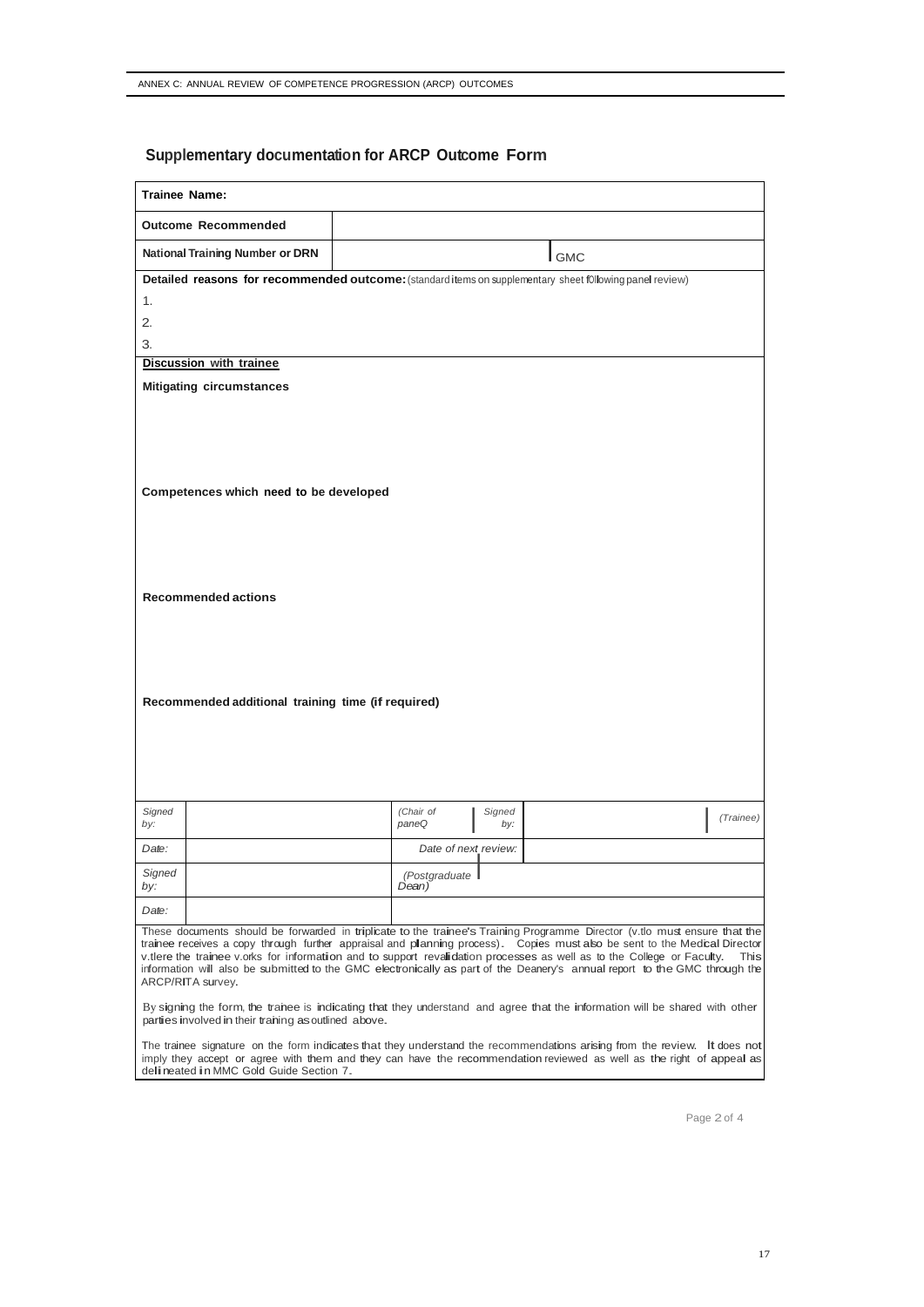## Supplementary documentation for ARCP Outcome Form

| **Trainee Name:** | | | |
|---|---|---|---|
| **Outcome Recommended** | | | |
| **National Training Number or DRN** | | GMC | |

**Detailed reasons for recommended outcome:** (standard items on supplementary sheet following panel review)

1.
2.
3.

**Discussion with trainee**

**Mitigating circumstances**

**Competences which need to be developed**

**Recommended actions**

**Recommended additional training time (if required)**

| *Signed by:* | | *(Chair of panel)* | *Signed by:* | | *(Trainee)* |
|---|---|---|---|---|---|
| *Date:* | | *Date of next review:* | | | |
| *Signed by:* | | *(Postgraduate Dean)* | | | |
| *Date:* | | | | | |

These documents should be forwarded in triplicate to the trainee's Training Programme Director (who must ensure that the trainee receives a copy through further appraisal and planning process). Copies must also be sent to the Medical Director where the trainee works for information and to support revalidation processes as well as to the College or Faculty. This information will also be submitted to the GMC electronically as part of the Deanery's annual report to the GMC through the ARCP/RITA survey.

By signing the form, the trainee is indicating that they understand and agree that the information will be shared with other parties involved in their training as outlined above.

The trainee signature on the form indicates that they understand the recommendations arising from the review. It does not imply they accept or agree with them and they can have the recommendation reviewed as well as the right of appeal as delineated in MMC Gold Guide Section 7.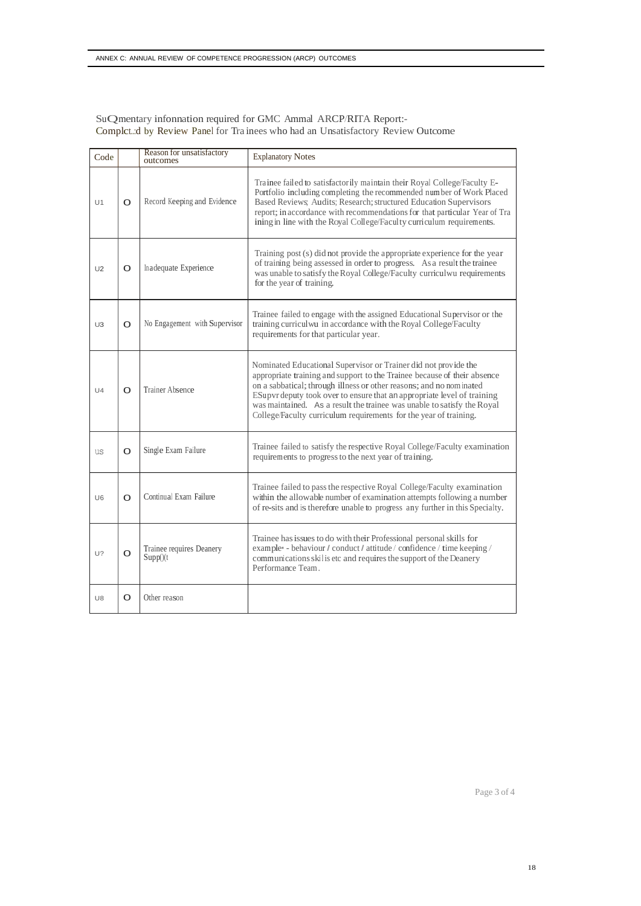SuQmentary infonnation required for GMC Ammal ARCP/RITA Report:-
Complct.:d by Review Panel for Tra inees who had an Unsatisfactory Review Outcome

| Code | | Reason for unsatisfactory outcomes | Explanatory Notes |
|---|---|---|---|
| U1 | O | Record Keeping and Evidence | Trainee failed to satisfactorily maintain their Royal College/Faculty E-Portfolio including completing the recommended number of Work Placed Based Reviews; Audits; Research; structured Education Supervisors report; in accordance with recommendations for that particular Year of Tra ining in line with the Royal College/Faculty curriculum requirements. |
| U2 | O | Inadequate Experience | Training post (s) did not provide the appropriate experience for the year of training being assessed in order to progress. As a result the trainee was unable to satisfy the Royal College/Faculty curriculwu requirements for the year of training. |
| U3 | O | No Engagement with Supervisor | Trainee failed to engage with the assigned Educational Supervisor or the training curriculwu in accordance with the Royal College/Faculty requirements for that particular year. |
| U4 | O | Trainer Absence | Nominated Educational Supervisor or Trainer did not provide the appropriate training and support to the Trainee because of their absence on a sabbatical; through illness or other reasons; and no nominated ESupvr deputy took over to ensure that an appropriate level of training was maintained. As a result the trainee was unable to satisfy the Royal College/Faculty curriculum requirements for the year of training. |
| US | O | Single Exam Failure | Trainee failed to satisfy the respective Royal College/Faculty examination requirements to progress to the next year of training. |
| U6 | O | Continual Exam Failure | Trainee failed to pass the respective Royal College/Faculty examination within the allowable number of examination attempts following a number of re-sits and is therefore unable to progress any further in this Specialty. |
| U? | O | Trainee requires Deanery Supp()(t | Trainee has issues to do with their Professional personal skills for example' - behaviour / conduct / attitude / confidence / time keeping / communications skil is etc and requires the support of the Deanery Performance Team. |
| U8 | O | Other reason | |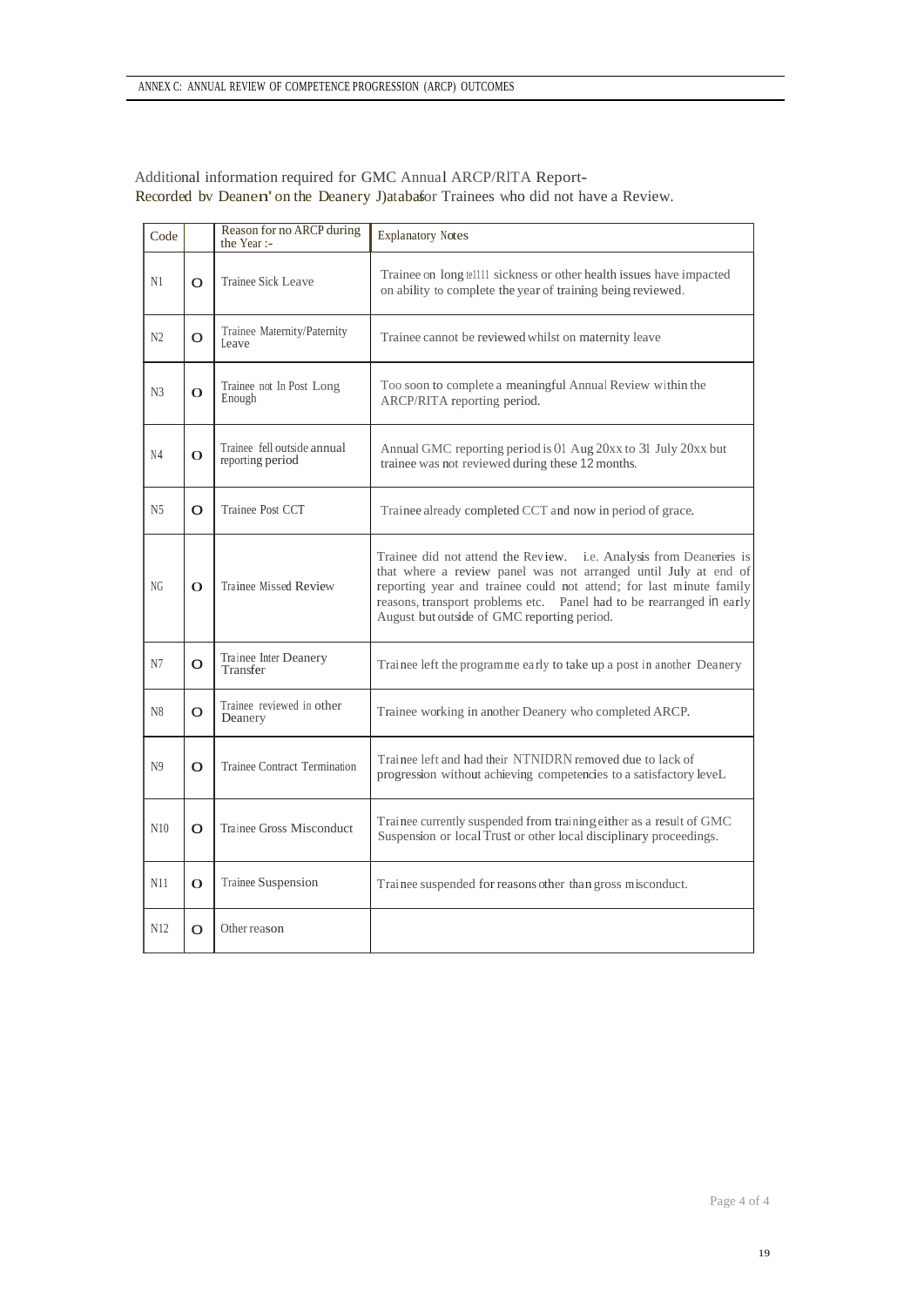Additional information required for GMC Annual ARCP/RITA Report-
Recorded bv Deanen' on the Deanery J)atabafor Trainees who did not have a Review.

| Code | | Reason for no ARCP during the Year :- | Explanatory Notes |
|---|---|---|---|
| N1 | O | Trainee Sick Leave | Trainee on long te1111 sickness or other health issues have impacted on ability to complete the year of training being reviewed. |
| N2 | O | Trainee Maternity/Paternity Leave | Trainee cannot be reviewed whilst on maternity leave |
| N3 | O | Trainee not In Post Long Enough | Too soon to complete a meaningful Annual Review within the ARCP/RITA reporting period. |
| N4 | O | Trainee fell outside annual reporting period | Annual GMC reporting period is 01 Aug 20xx to 31 July 20xx but trainee was not reviewed during these 12 months. |
| N5 | O | Trainee Post CCT | Trainee already completed CCT and now in period of grace. |
| NG | O | Trainee Missed Review | Trainee did not attend the Review. i.e. Analysis from Deaneries is that where a review panel was not arranged until July at end of reporting year and trainee could not attend; for last minute family reasons, transport problems etc. Panel had to be rearranged in early August but outside of GMC reporting period. |
| N7 | O | Trainee Inter Deanery Transfer | Trainee left the programme early to take up a post in another Deanery |
| N8 | O | Trainee reviewed in other Deanery | Trainee working in another Deanery who completed ARCP. |
| N9 | O | Trainee Contract Termination | Trainee left and had their NTNIDRN removed due to lack of progression without achieving competencies to a satisfactory leveL |
| N10 | O | Trainee Gross Misconduct | Trainee currently suspended from training either as a result of GMC Suspension or local Trust or other local disciplinary proceedings. |
| N11 | O | Trainee Suspension | Trainee suspended for reasons other than gross misconduct. |
| N12 | O | Other reason | |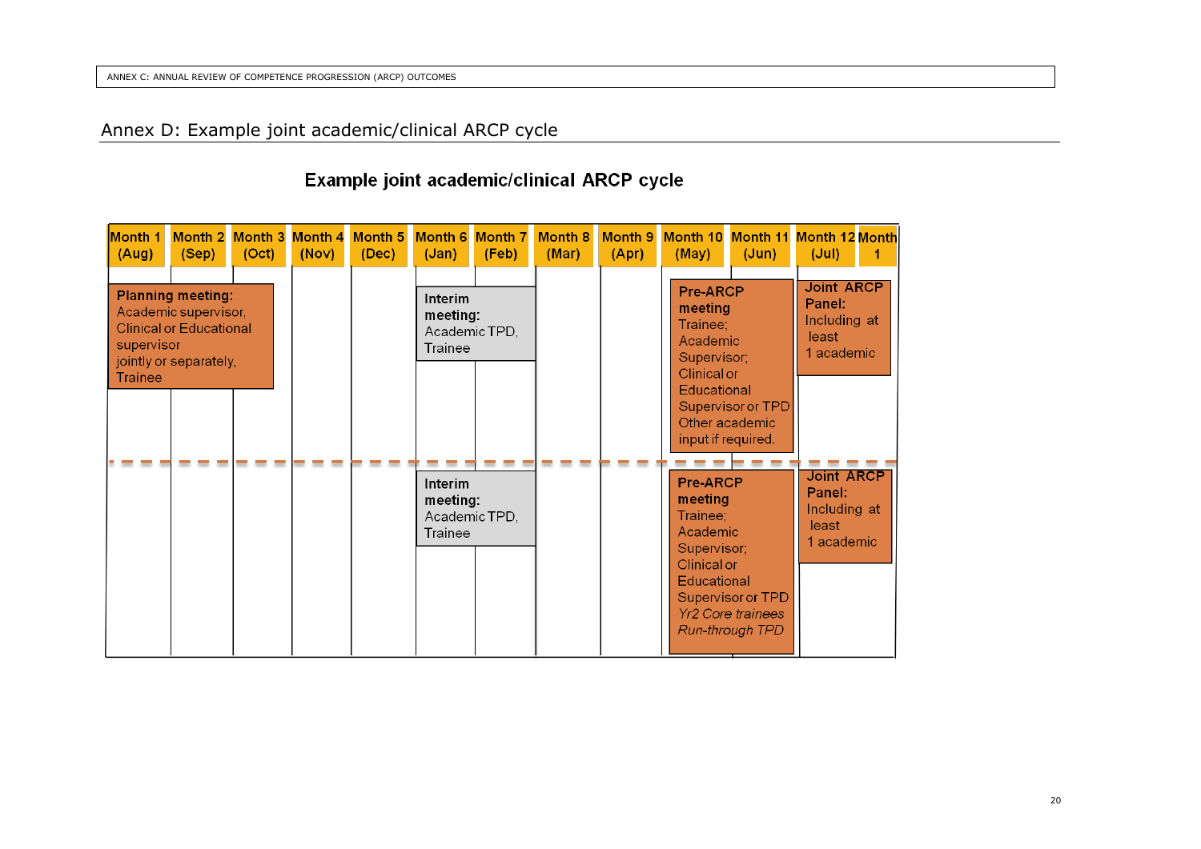## Annex D: Example joint academic/clinical ARCP cycle

### Example joint academic/clinical ARCP cycle

| Month 1 (Aug) | Month 2 (Sep) | Month 3 (Oct) | Month 4 (Nov) | Month 5 (Dec) | Month 6 (Jan) | Month 7 (Feb) | Month 8 (Mar) | Month 9 (Apr) | Month 10 (May) | Month 11 (Jun) | Month 12 (Jul) | Month 1 |
|---|---|---|---|---|---|---|---|---|---|---|---|---|
| **Planning meeting:** Academic supervisor, Clinical or Educational supervisor jointly or separately, Trainee | | | | | **Interim meeting:** Academic TPD, Trainee | | | | **Pre-ARCP meeting** Trainee; Academic Supervisor; Clinical or Educational Supervisor or TPD Other academic input if required. | | **Joint ARCP Panel:** Including at least 1 academic | |
| | | | | | **Interim meeting:** Academic TPD, Trainee | | | | **Pre-ARCP meeting** Trainee; Academic Supervisor; Clinical or Educational Supervisor or TPD *Yr2 Core trainees Run-through TPD* | | **Joint ARCP Panel:** Including at least 1 academic | |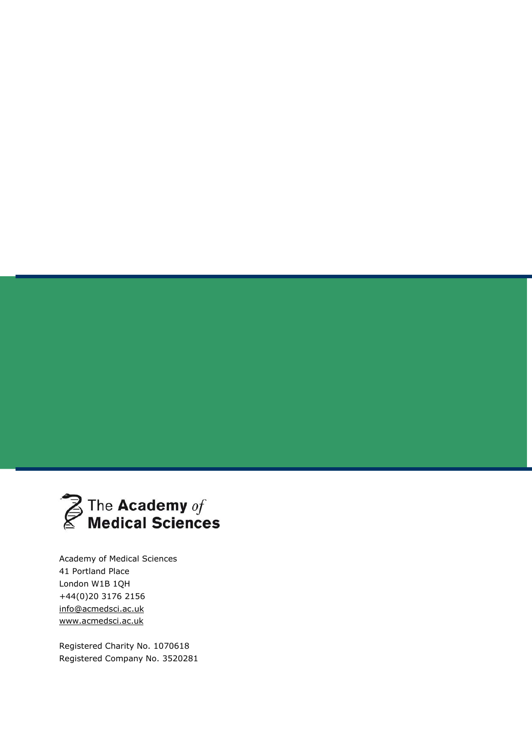The Academy *of* Medical Sciences

Academy of Medical Sciences
41 Portland Place
London W1B 1QH
+44(0)20 3176 2156
info@acmedsci.ac.uk
www.acmedsci.ac.uk

Registered Charity No. 1070618
Registered Company No. 3520281